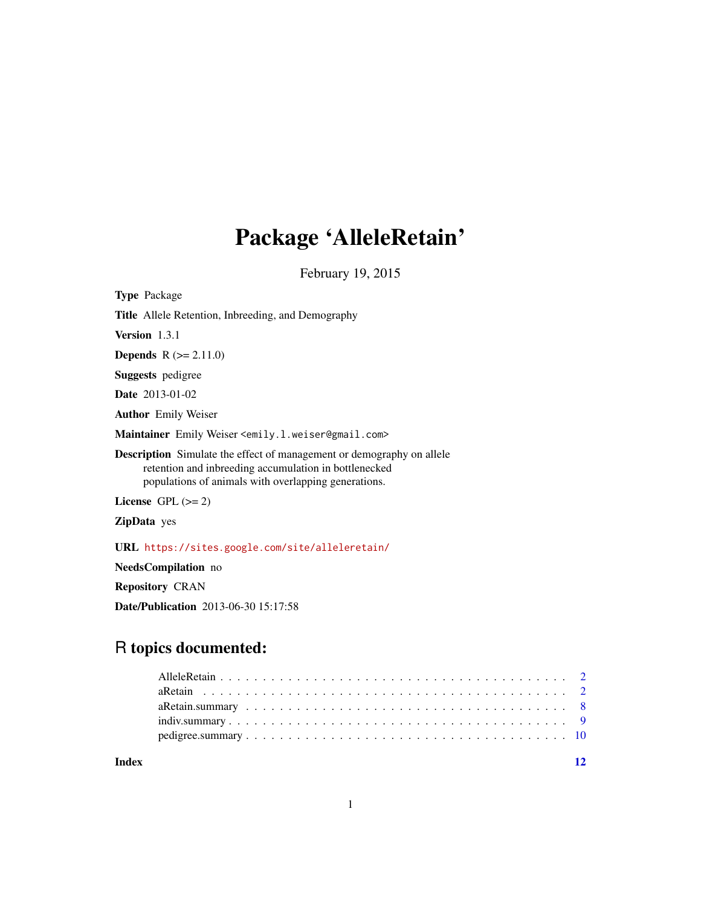# Package 'AlleleRetain'

February 19, 2015

**Type** Package

**Title** Allele Retention, Inbreeding, and Demography

**Version** 1.3.1

**Depends** R (>= 2.11.0)

**Suggests** pedigree

**Date** 2013-01-02

**Author** Emily Weiser

**Maintainer** Emily Weiser <emily.l.weiser@gmail.com>

**Description** Simulate the effect of management or demography on allele retention and inbreeding accumulation in bottlenecked populations of animals with overlapping generations.

**License** GPL (>= 2)

**ZipData** yes

**URL** https://sites.google.com/site/alleleretain/

**NeedsCompilation** no

**Repository** CRAN

**Date/Publication** 2013-06-30 15:17:58

## R topics documented:

| | |
|---|---|
| AlleleRetain | 2 |
| aRetain | 2 |
| aRetain.summary | 8 |
| indiv.summary | 9 |
| pedigree.summary | 10 |
| **Index** | **12** |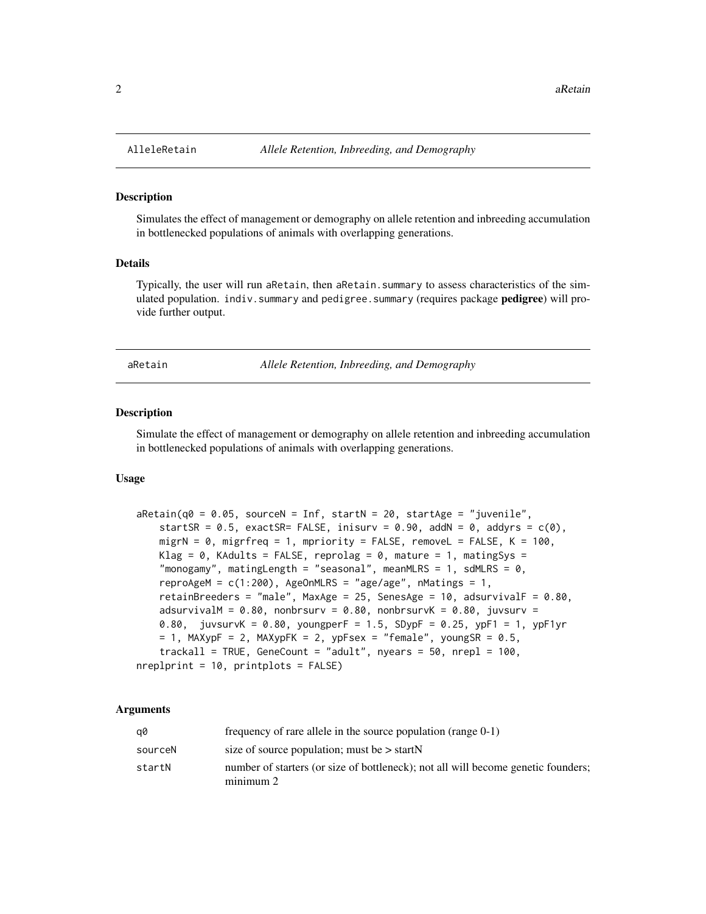## AlleleRetain *Allele Retention, Inbreeding, and Demography*

### Description

Simulates the effect of management or demography on allele retention and inbreeding accumulation in bottlenecked populations of animals with overlapping generations.

### Details

Typically, the user will run aRetain, then aRetain.summary to assess characteristics of the simulated population. indiv.summary and pedigree.summary (requires package **pedigree**) will provide further output.

## aRetain *Allele Retention, Inbreeding, and Demography*

### Description

Simulate the effect of management or demography on allele retention and inbreeding accumulation in bottlenecked populations of animals with overlapping generations.

### Usage

```
aRetain(q0 = 0.05, sourceN = Inf, startN = 20, startAge = "juvenile",
    startSR = 0.5, exactSR= FALSE, inisurv = 0.90, addN = 0, addyrs = c(0),
    migrN = 0, migrfreq = 1, mpriority = FALSE, removeL = FALSE, K = 100,
    Klag = 0, KAdults = FALSE, reprolag = 0, mature = 1, matingSys =
    "monogamy", matingLength = "seasonal", meanMLRS = 1, sdMLRS = 0,
    reproAgeM = c(1:200), AgeOnMLRS = "age/age", nMatings = 1,
    retainBreeders = "male", MaxAge = 25, SenesAge = 10, adsurvivalF = 0.80,
    adsurvivalM = 0.80, nonbrsurv = 0.80, nonbrsurvK = 0.80, juvsurv =
    0.80,  juvsurvK = 0.80, youngperF = 1.5, SDypF = 0.25, ypF1 = 1, ypF1yr
    = 1, MAXypF = 2, MAXypFK = 2, ypFsex = "female", youngSR = 0.5,
    trackall = TRUE, GeneCount = "adult", nyears = 50, nrepl = 100,
nreplprint = 10, printplots = FALSE)
```

### Arguments

| | |
|---|---|
| q0 | frequency of rare allele in the source population (range 0-1) |
| sourceN | size of source population; must be > startN |
| startN | number of starters (or size of bottleneck); not all will become genetic founders; minimum 2 |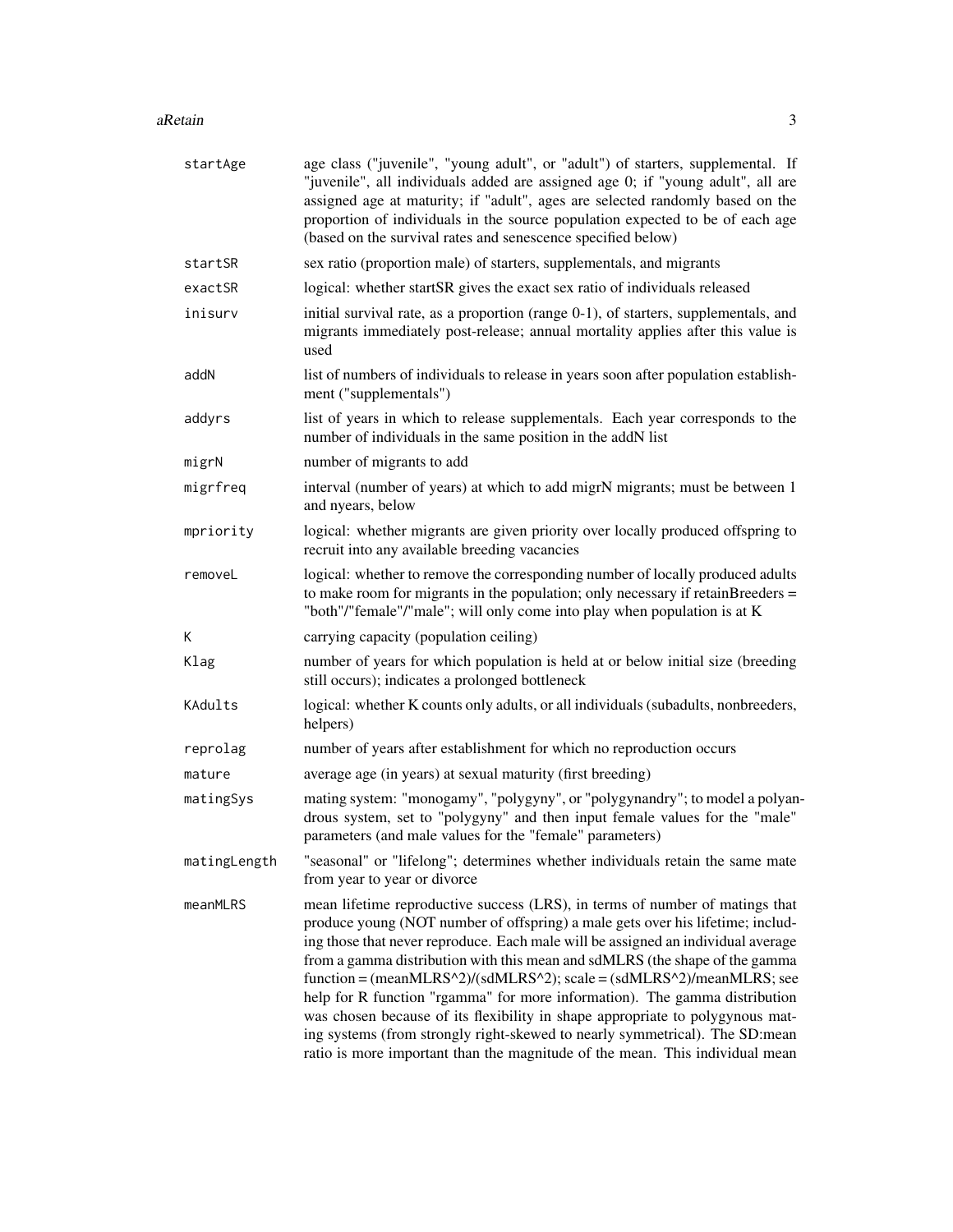| | |
|---|---|
| startAge | age class ("juvenile", "young adult", or "adult") of starters, supplemental. If "juvenile", all individuals added are assigned age 0; if "young adult", all are assigned age at maturity; if "adult", ages are selected randomly based on the proportion of individuals in the source population expected to be of each age (based on the survival rates and senescence specified below) |
| startSR | sex ratio (proportion male) of starters, supplementals, and migrants |
| exactSR | logical: whether startSR gives the exact sex ratio of individuals released |
| inisurv | initial survival rate, as a proportion (range 0-1), of starters, supplementals, and migrants immediately post-release; annual mortality applies after this value is used |
| addN | list of numbers of individuals to release in years soon after population establishment ("supplementals") |
| addyrs | list of years in which to release supplementals. Each year corresponds to the number of individuals in the same position in the addN list |
| migrN | number of migrants to add |
| migrfreq | interval (number of years) at which to add migrN migrants; must be between 1 and nyears, below |
| mpriority | logical: whether migrants are given priority over locally produced offspring to recruit into any available breeding vacancies |
| removeL | logical: whether to remove the corresponding number of locally produced adults to make room for migrants in the population; only necessary if retainBreeders = "both"/"female"/"male"; will only come into play when population is at K |
| K | carrying capacity (population ceiling) |
| Klag | number of years for which population is held at or below initial size (breeding still occurs); indicates a prolonged bottleneck |
| KAdults | logical: whether K counts only adults, or all individuals (subadults, nonbreeders, helpers) |
| reprolag | number of years after establishment for which no reproduction occurs |
| mature | average age (in years) at sexual maturity (first breeding) |
| matingSys | mating system: "monogamy", "polygyny", or "polygynandry"; to model a polyandrous system, set to "polygyny" and then input female values for the "male" parameters (and male values for the "female" parameters) |
| matingLength | "seasonal" or "lifelong"; determines whether individuals retain the same mate from year to year or divorce |
| meanMLRS | mean lifetime reproductive success (LRS), in terms of number of matings that produce young (NOT number of offspring) a male gets over his lifetime; including those that never reproduce. Each male will be assigned an individual average from a gamma distribution with this mean and sdMLRS (the shape of the gamma function = (meanMLRS^2)/(sdMLRS^2); scale = (sdMLRS^2)/meanMLRS; see help for R function "rgamma" for more information). The gamma distribution was chosen because of its flexibility in shape appropriate to polygynous mating systems (from strongly right-skewed to nearly symmetrical). The SD:mean ratio is more important than the magnitude of the mean. This individual mean |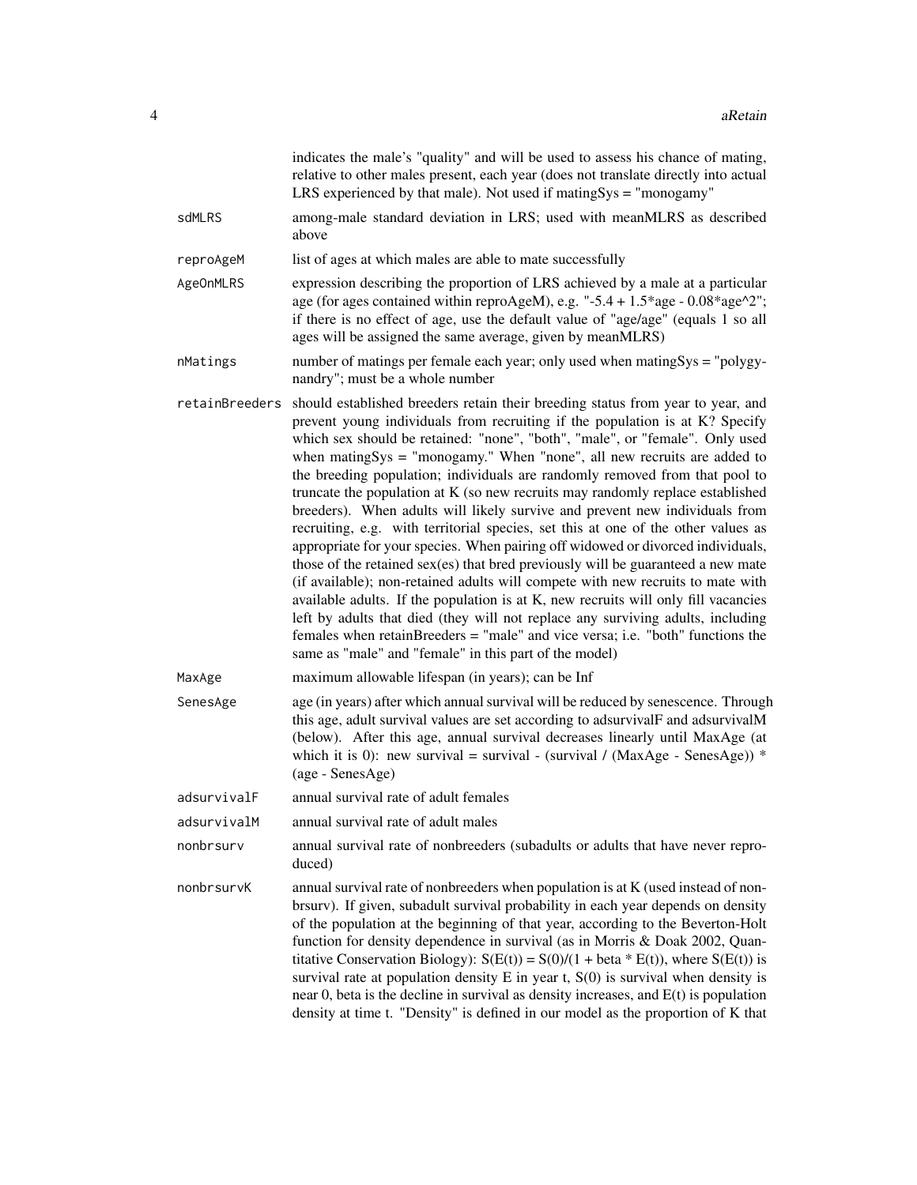indicates the male's "quality" and will be used to assess his chance of mating, relative to other males present, each year (does not translate directly into actual LRS experienced by that male). Not used if matingSys = "monogamy"

| | |
|---|---|
| `sdMLRS` | among-male standard deviation in LRS; used with meanMLRS as described above |
| `reproAgeM` | list of ages at which males are able to mate successfully |
| `AgeOnMLRS` | expression describing the proportion of LRS achieved by a male at a particular age (for ages contained within reproAgeM), e.g. "-5.4 + 1.5*age - 0.08*age^2"; if there is no effect of age, use the default value of "age/age" (equals 1 so all ages will be assigned the same average, given by meanMLRS) |
| `nMatings` | number of matings per female each year; only used when matingSys = "polygynandry"; must be a whole number |
| `retainBreeders` | should established breeders retain their breeding status from year to year, and prevent young individuals from recruiting if the population is at K? Specify which sex should be retained: "none", "both", "male", or "female". Only used when matingSys = "monogamy." When "none", all new recruits are added to the breeding population; individuals are randomly removed from that pool to truncate the population at K (so new recruits may randomly replace established breeders). When adults will likely survive and prevent new individuals from recruiting, e.g. with territorial species, set this at one of the other values as appropriate for your species. When pairing off widowed or divorced individuals, those of the retained sex(es) that bred previously will be guaranteed a new mate (if available); non-retained adults will compete with new recruits to mate with available adults. If the population is at K, new recruits will only fill vacancies left by adults that died (they will not replace any surviving adults, including females when retainBreeders = "male" and vice versa; i.e. "both" functions the same as "male" and "female" in this part of the model) |
| `MaxAge` | maximum allowable lifespan (in years); can be Inf |
| `SenesAge` | age (in years) after which annual survival will be reduced by senescence. Through this age, adult survival values are set according to adsurvivalF and adsurvivalM (below). After this age, annual survival decreases linearly until MaxAge (at which it is 0): new survival = survival - (survival / (MaxAge - SenesAge)) * (age - SenesAge) |
| `adsurvivalF` | annual survival rate of adult females |
| `adsurvivalM` | annual survival rate of adult males |
| `nonbrsurv` | annual survival rate of nonbreeders (subadults or adults that have never reproduced) |
| `nonbrsurvK` | annual survival rate of nonbreeders when population is at K (used instead of nonbrsurv). If given, subadult survival probability in each year depends on density of the population at the beginning of that year, according to the Beverton-Holt function for density dependence in survival (as in Morris & Doak 2002, Quantitative Conservation Biology): $S(E(t)) = S(0)/(1 + beta * E(t))$, where $S(E(t))$ is survival rate at population density E in year t, $S(0)$ is survival when density is near 0, beta is the decline in survival as density increases, and $E(t)$ is population density at time t. "Density" is defined in our model as the proportion of K that |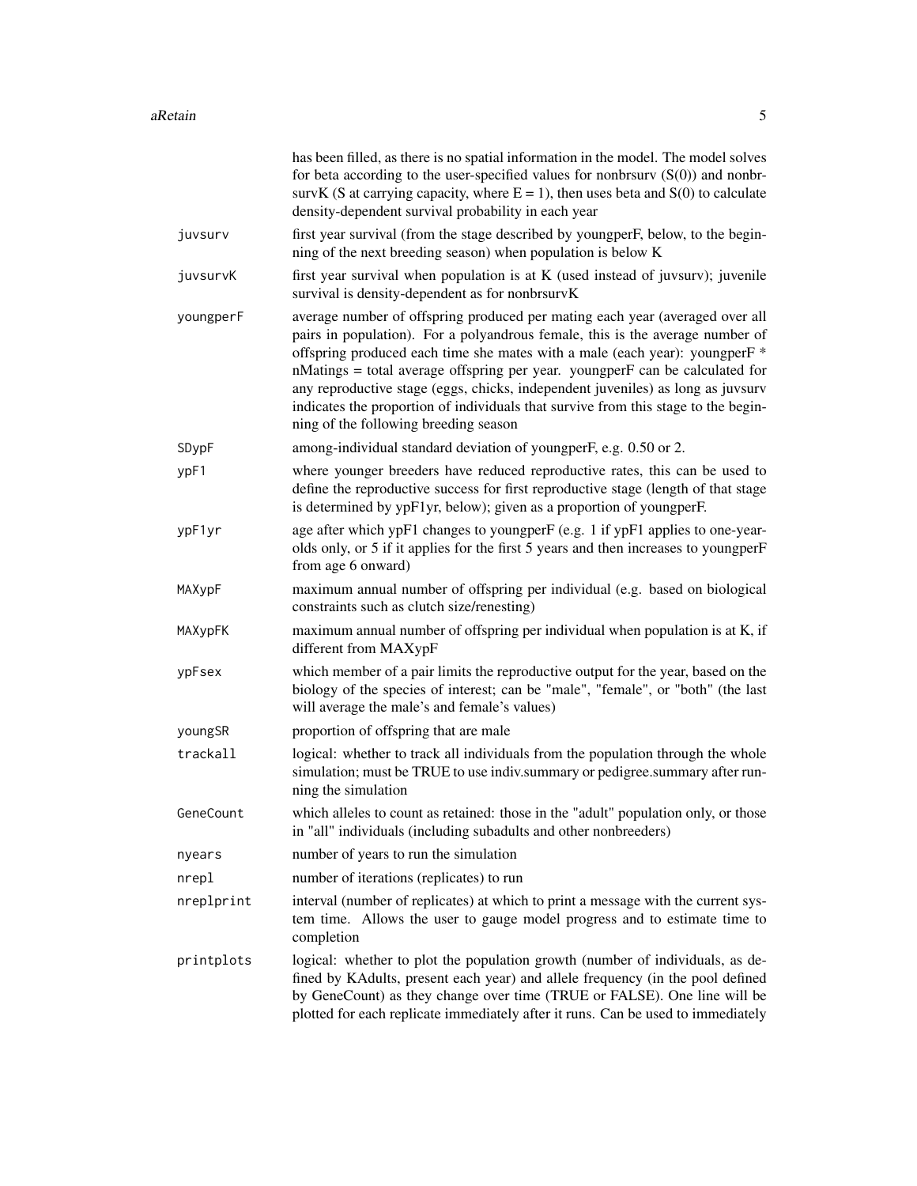has been filled, as there is no spatial information in the model. The model solves for beta according to the user-specified values for nonbrsurv (S(0)) and nonbrsurvK (S at carrying capacity, where E = 1), then uses beta and S(0) to calculate density-dependent survival probability in each year

| | |
|---|---|
| `juvsurv` | first year survival (from the stage described by youngperF, below, to the beginning of the next breeding season) when population is below K |
| `juvsurvK` | first year survival when population is at K (used instead of juvsurv); juvenile survival is density-dependent as for nonbrsurvK |
| `youngperF` | average number of offspring produced per mating each year (averaged over all pairs in population). For a polyandrous female, this is the average number of offspring produced each time she mates with a male (each year): youngperF * nMatings = total average offspring per year. youngperF can be calculated for any reproductive stage (eggs, chicks, independent juveniles) as long as juvsurv indicates the proportion of individuals that survive from this stage to the beginning of the following breeding season |
| `SDypF` | among-individual standard deviation of youngperF, e.g. 0.50 or 2. |
| `ypF1` | where younger breeders have reduced reproductive rates, this can be used to define the reproductive success for first reproductive stage (length of that stage is determined by ypF1yr, below); given as a proportion of youngperF. |
| `ypF1yr` | age after which ypF1 changes to youngperF (e.g. 1 if ypF1 applies to one-year-olds only, or 5 if it applies for the first 5 years and then increases to youngperF from age 6 onward) |
| `MAXypF` | maximum annual number of offspring per individual (e.g. based on biological constraints such as clutch size/renesting) |
| `MAXypFK` | maximum annual number of offspring per individual when population is at K, if different from MAXypF |
| `ypFsex` | which member of a pair limits the reproductive output for the year, based on the biology of the species of interest; can be "male", "female", or "both" (the last will average the male's and female's values) |
| `youngSR` | proportion of offspring that are male |
| `trackall` | logical: whether to track all individuals from the population through the whole simulation; must be TRUE to use indiv.summary or pedigree.summary after running the simulation |
| `GeneCount` | which alleles to count as retained: those in the "adult" population only, or those in "all" individuals (including subadults and other nonbreeders) |
| `nyears` | number of years to run the simulation |
| `nrepl` | number of iterations (replicates) to run |
| `nreplprint` | interval (number of replicates) at which to print a message with the current system time. Allows the user to gauge model progress and to estimate time to completion |
| `printplots` | logical: whether to plot the population growth (number of individuals, as defined by KAdults, present each year) and allele frequency (in the pool defined by GeneCount) as they change over time (TRUE or FALSE). One line will be plotted for each replicate immediately after it runs. Can be used to immediately |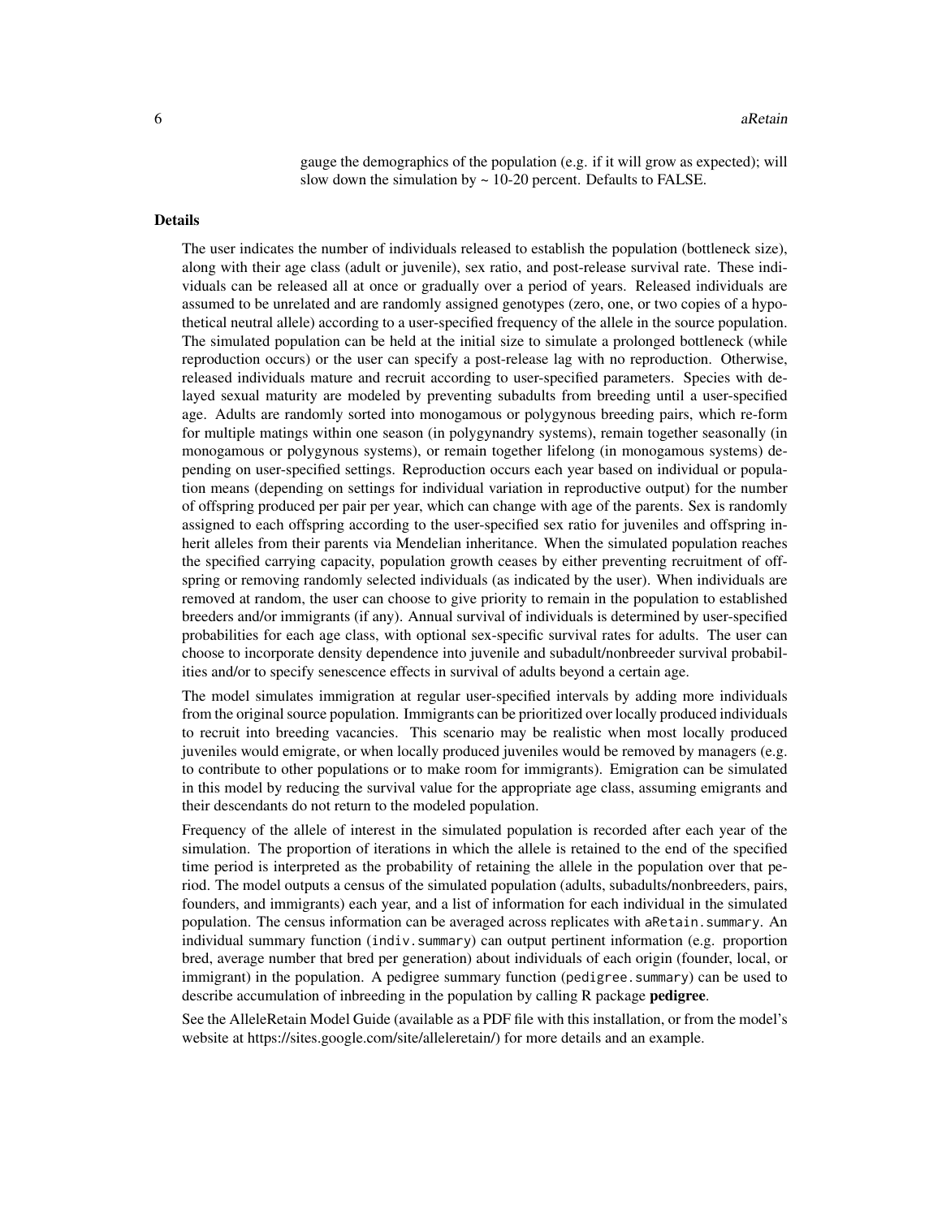gauge the demographics of the population (e.g. if it will grow as expected); will slow down the simulation by ~ 10-20 percent. Defaults to FALSE.

## Details

The user indicates the number of individuals released to establish the population (bottleneck size), along with their age class (adult or juvenile), sex ratio, and post-release survival rate. These individuals can be released all at once or gradually over a period of years. Released individuals are assumed to be unrelated and are randomly assigned genotypes (zero, one, or two copies of a hypothetical neutral allele) according to a user-specified frequency of the allele in the source population. The simulated population can be held at the initial size to simulate a prolonged bottleneck (while reproduction occurs) or the user can specify a post-release lag with no reproduction. Otherwise, released individuals mature and recruit according to user-specified parameters. Species with delayed sexual maturity are modeled by preventing subadults from breeding until a user-specified age. Adults are randomly sorted into monogamous or polygynous breeding pairs, which re-form for multiple matings within one season (in polygynandry systems), remain together seasonally (in monogamous or polygynous systems), or remain together lifelong (in monogamous systems) depending on user-specified settings. Reproduction occurs each year based on individual or population means (depending on settings for individual variation in reproductive output) for the number of offspring produced per pair per year, which can change with age of the parents. Sex is randomly assigned to each offspring according to the user-specified sex ratio for juveniles and offspring inherit alleles from their parents via Mendelian inheritance. When the simulated population reaches the specified carrying capacity, population growth ceases by either preventing recruitment of offspring or removing randomly selected individuals (as indicated by the user). When individuals are removed at random, the user can choose to give priority to remain in the population to established breeders and/or immigrants (if any). Annual survival of individuals is determined by user-specified probabilities for each age class, with optional sex-specific survival rates for adults. The user can choose to incorporate density dependence into juvenile and subadult/nonbreeder survival probabilities and/or to specify senescence effects in survival of adults beyond a certain age.

The model simulates immigration at regular user-specified intervals by adding more individuals from the original source population. Immigrants can be prioritized over locally produced individuals to recruit into breeding vacancies. This scenario may be realistic when most locally produced juveniles would emigrate, or when locally produced juveniles would be removed by managers (e.g. to contribute to other populations or to make room for immigrants). Emigration can be simulated in this model by reducing the survival value for the appropriate age class, assuming emigrants and their descendants do not return to the modeled population.

Frequency of the allele of interest in the simulated population is recorded after each year of the simulation. The proportion of iterations in which the allele is retained to the end of the specified time period is interpreted as the probability of retaining the allele in the population over that period. The model outputs a census of the simulated population (adults, subadults/nonbreeders, pairs, founders, and immigrants) each year, and a list of information for each individual in the simulated population. The census information can be averaged across replicates with `aRetain.summary`. An individual summary function (`indiv.summary`) can output pertinent information (e.g. proportion bred, average number that bred per generation) about individuals of each origin (founder, local, or immigrant) in the population. A pedigree summary function (`pedigree.summary`) can be used to describe accumulation of inbreeding in the population by calling R package **pedigree**.

See the AlleleRetain Model Guide (available as a PDF file with this installation, or from the model's website at https://sites.google.com/site/alleleretain/) for more details and an example.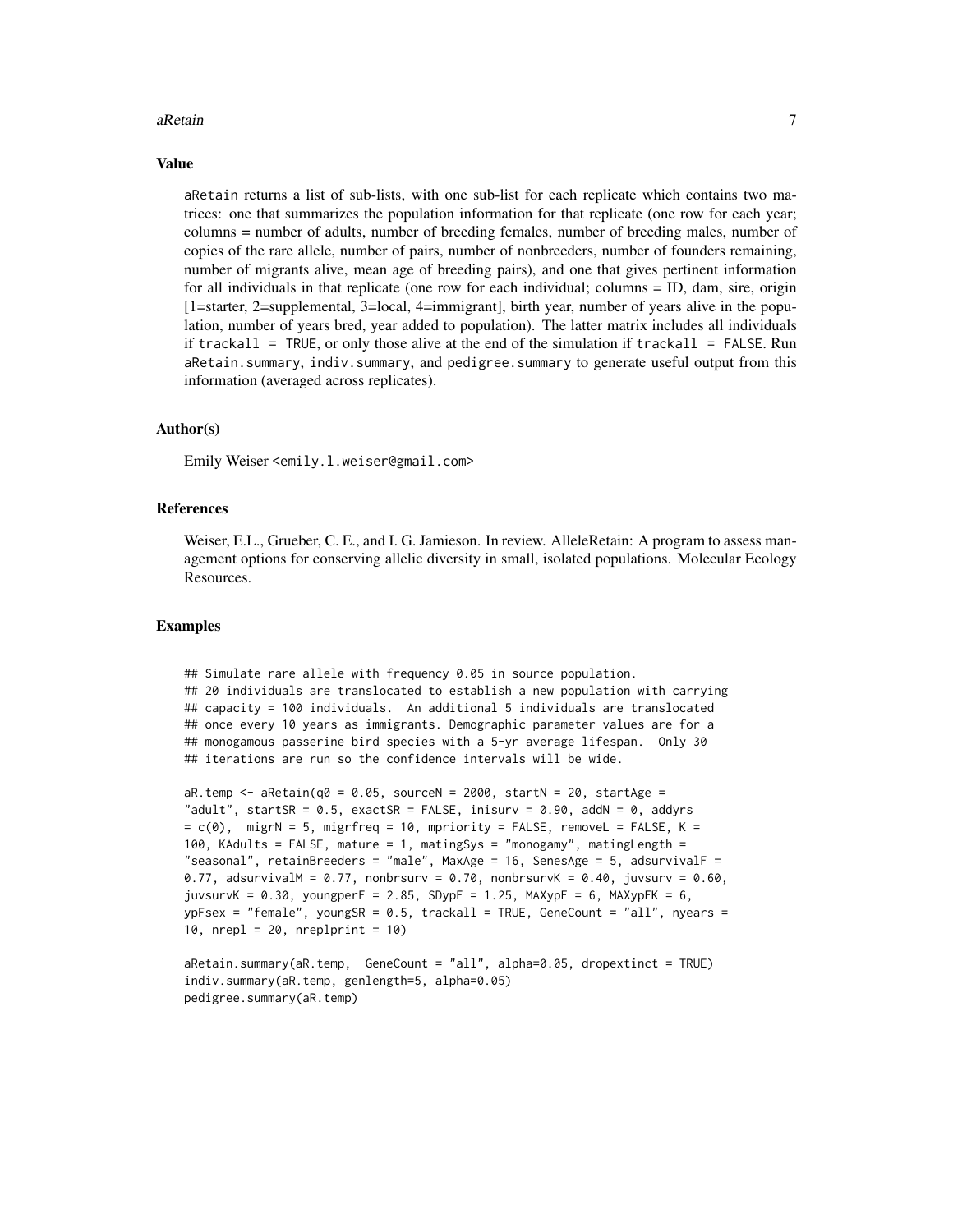## Value

aRetain returns a list of sub-lists, with one sub-list for each replicate which contains two matrices: one that summarizes the population information for that replicate (one row for each year; columns = number of adults, number of breeding females, number of breeding males, number of copies of the rare allele, number of pairs, number of nonbreeders, number of founders remaining, number of migrants alive, mean age of breeding pairs), and one that gives pertinent information for all individuals in that replicate (one row for each individual; columns = ID, dam, sire, origin [1=starter, 2=supplemental, 3=local, 4=immigrant], birth year, number of years alive in the population, number of years bred, year added to population). The latter matrix includes all individuals if trackall = TRUE, or only those alive at the end of the simulation if trackall = FALSE. Run aRetain.summary, indiv.summary, and pedigree.summary to generate useful output from this information (averaged across replicates).

## Author(s)

Emily Weiser <emily.l.weiser@gmail.com>

## References

Weiser, E.L., Grueber, C. E., and I. G. Jamieson. In review. AlleleRetain: A program to assess management options for conserving allelic diversity in small, isolated populations. Molecular Ecology Resources.

## Examples

```
## Simulate rare allele with frequency 0.05 in source population.
## 20 individuals are translocated to establish a new population with carrying
## capacity = 100 individuals.  An additional 5 individuals are translocated
## once every 10 years as immigrants. Demographic parameter values are for a
## monogamous passerine bird species with a 5-yr average lifespan.  Only 30
## iterations are run so the confidence intervals will be wide.

aR.temp <- aRetain(q0 = 0.05, sourceN = 2000, startN = 20, startAge =
"adult", startSR = 0.5, exactSR = FALSE, inisurv = 0.90, addN = 0, addyrs
= c(0),  migrN = 5, migrfreq = 10, mpriority = FALSE, removeL = FALSE, K =
100, KAdults = FALSE, mature = 1, matingSys = "monogamy", matingLength =
"seasonal", retainBreeders = "male", MaxAge = 16, SenesAge = 5, adsurvivalF =
0.77, adsurvivalM = 0.77, nonbrsurv = 0.70, nonbrsurvK = 0.40, juvsurv = 0.60,
juvsurvK = 0.30, youngperF = 2.85, SDypF = 1.25, MAXypF = 6, MAXypFK = 6,
ypFsex = "female", youngSR = 0.5, trackall = TRUE, GeneCount = "all", nyears =
10, nrepl = 20, nreplprint = 10)

aRetain.summary(aR.temp,  GeneCount = "all", alpha=0.05, dropextinct = TRUE)
indiv.summary(aR.temp, genlength=5, alpha=0.05)
pedigree.summary(aR.temp)
```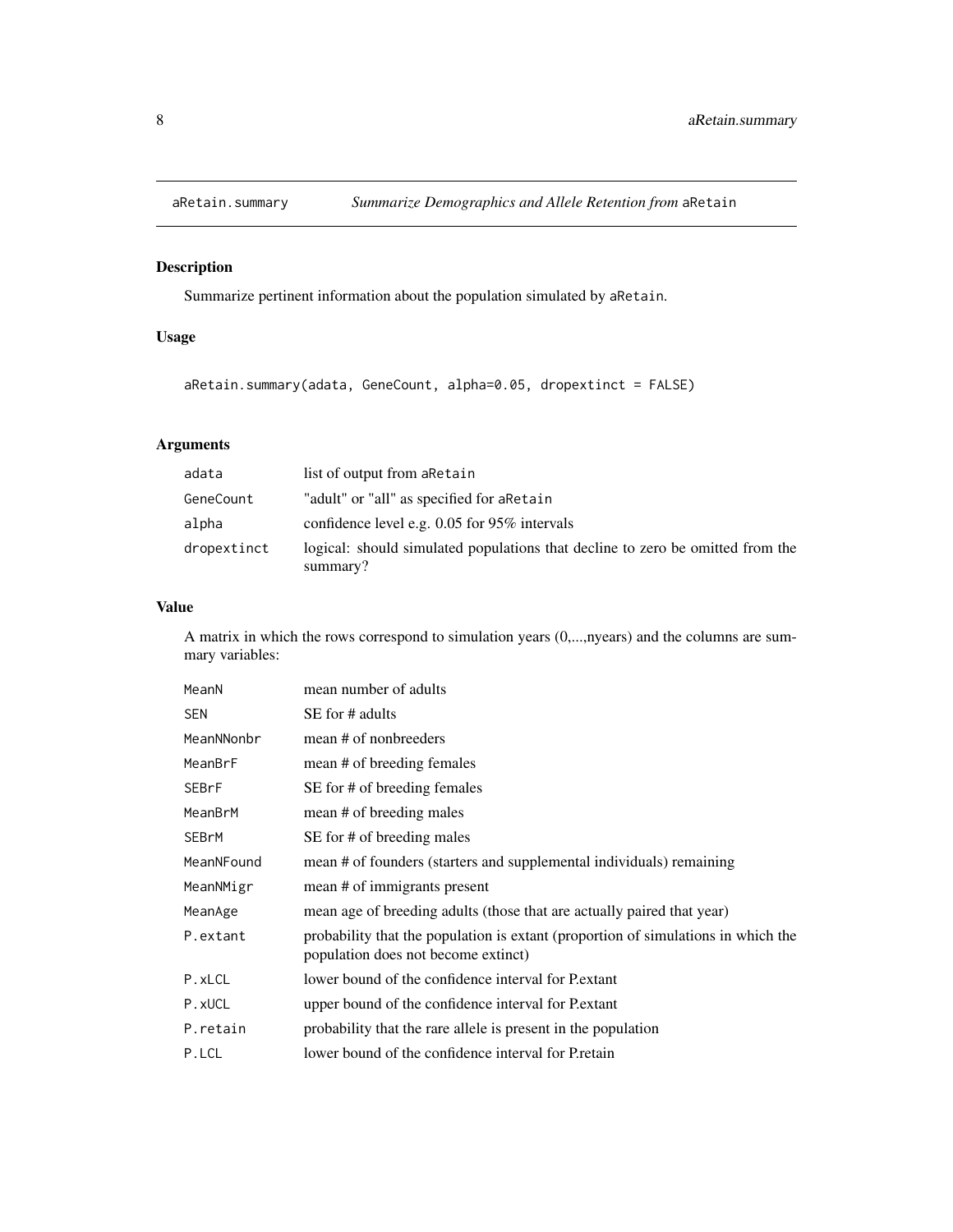## aRetain.summary — *Summarize Demographics and Allele Retention from* aRetain

### Description

Summarize pertinent information about the population simulated by aRetain.

### Usage

```
aRetain.summary(adata, GeneCount, alpha=0.05, dropextinct = FALSE)
```

### Arguments

| | |
|---|---|
| adata | list of output from aRetain |
| GeneCount | "adult" or "all" as specified for aRetain |
| alpha | confidence level e.g. 0.05 for 95% intervals |
| dropextinct | logical: should simulated populations that decline to zero be omitted from the summary? |

### Value

A matrix in which the rows correspond to simulation years (0,...,nyears) and the columns are summary variables:

| | |
|---|---|
| MeanN | mean number of adults |
| SEN | SE for # adults |
| MeanNNonbr | mean # of nonbreeders |
| MeanBrF | mean # of breeding females |
| SEBrF | SE for # of breeding females |
| MeanBrM | mean # of breeding males |
| SEBrM | SE for # of breeding males |
| MeanNFound | mean # of founders (starters and supplemental individuals) remaining |
| MeanNMigr | mean # of immigrants present |
| MeanAge | mean age of breeding adults (those that are actually paired that year) |
| P.extant | probability that the population is extant (proportion of simulations in which the population does not become extinct) |
| P.xLCL | lower bound of the confidence interval for P.extant |
| P.xUCL | upper bound of the confidence interval for P.extant |
| P.retain | probability that the rare allele is present in the population |
| P.LCL | lower bound of the confidence interval for P.retain |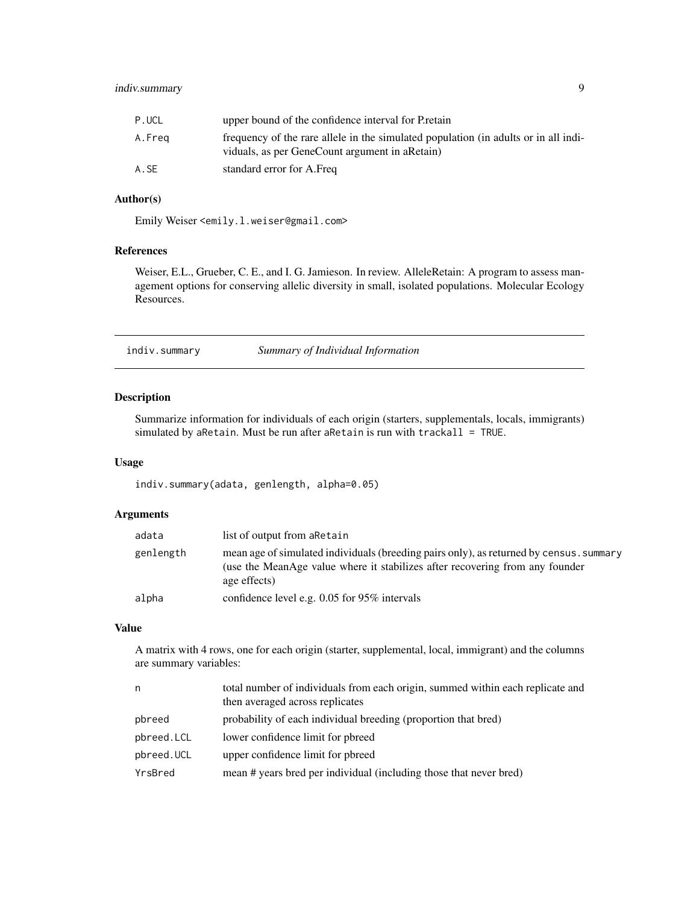| | |
|---|---|
| P.UCL | upper bound of the confidence interval for P.retain |
| A.Freq | frequency of the rare allele in the simulated population (in adults or in all individuals, as per GeneCount argument in aRetain) |
| A.SE | standard error for A.Freq |

### Author(s)

Emily Weiser <emily.l.weiser@gmail.com>

### References

Weiser, E.L., Grueber, C. E., and I. G. Jamieson. In review. AlleleRetain: A program to assess management options for conserving allelic diversity in small, isolated populations. Molecular Ecology Resources.

---

## indiv.summary *Summary of Individual Information*

### Description

Summarize information for individuals of each origin (starters, supplementals, locals, immigrants) simulated by aRetain. Must be run after aRetain is run with trackall = TRUE.

### Usage

```
indiv.summary(adata, genlength, alpha=0.05)
```

### Arguments

| | |
|---|---|
| adata | list of output from aRetain |
| genlength | mean age of simulated individuals (breeding pairs only), as returned by census.summary (use the MeanAge value where it stabilizes after recovering from any founder age effects) |
| alpha | confidence level e.g. 0.05 for 95% intervals |

### Value

A matrix with 4 rows, one for each origin (starter, supplemental, local, immigrant) and the columns are summary variables:

| | |
|---|---|
| n | total number of individuals from each origin, summed within each replicate and then averaged across replicates |
| pbreed | probability of each individual breeding (proportion that bred) |
| pbreed.LCL | lower confidence limit for pbreed |
| pbreed.UCL | upper confidence limit for pbreed |
| YrsBred | mean # years bred per individual (including those that never bred) |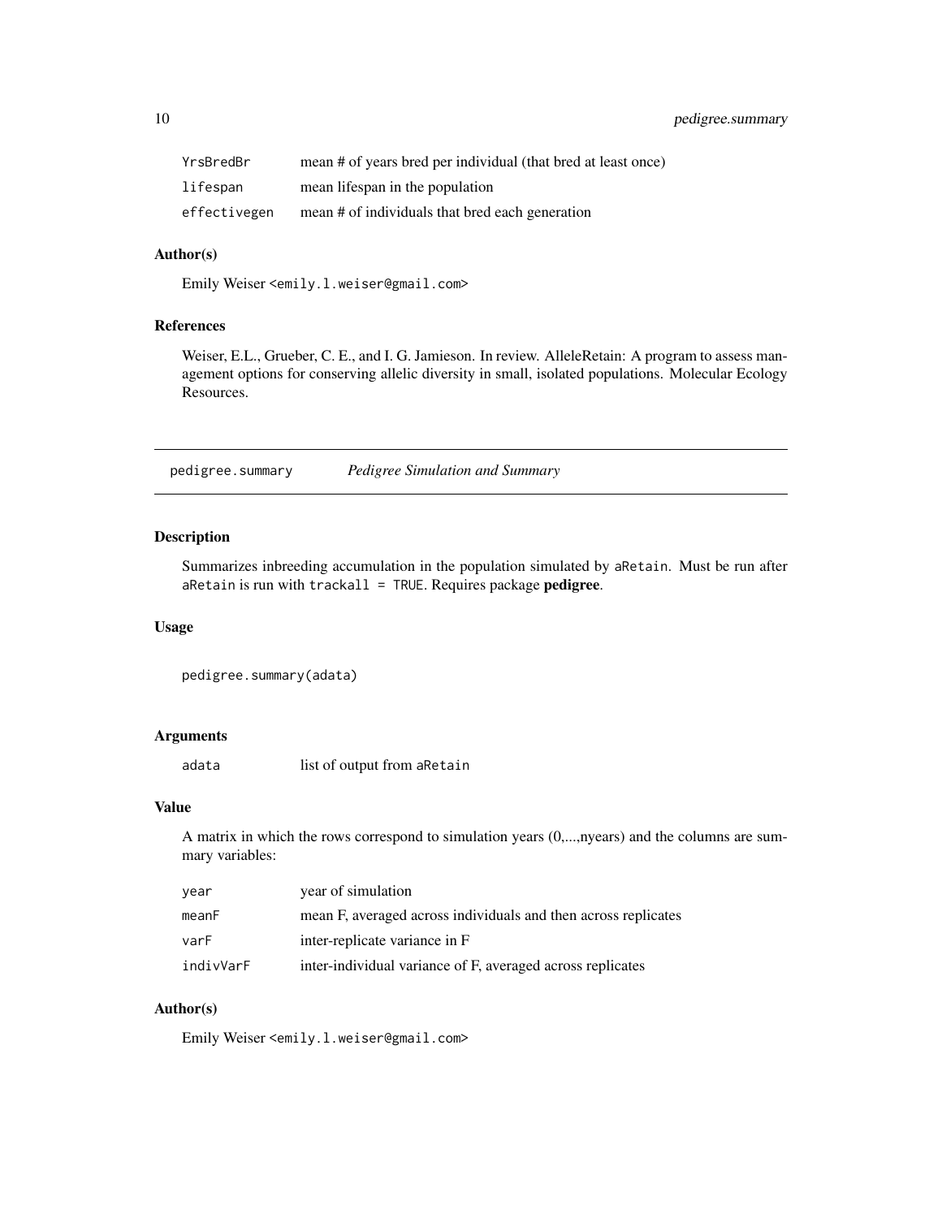| | |
|---|---|
| YrsBredBr | mean # of years bred per individual (that bred at least once) |
| lifespan | mean lifespan in the population |
| effectivegen | mean # of individuals that bred each generation |

## Author(s)

Emily Weiser <emily.l.weiser@gmail.com>

## References

Weiser, E.L., Grueber, C. E., and I. G. Jamieson. In review. AlleleRetain: A program to assess management options for conserving allelic diversity in small, isolated populations. Molecular Ecology Resources.

---

# pedigree.summary *Pedigree Simulation and Summary*

## Description

Summarizes inbreeding accumulation in the population simulated by aRetain. Must be run after aRetain is run with trackall = TRUE. Requires package **pedigree**.

## Usage

```
pedigree.summary(adata)
```

## Arguments

| | |
|---|---|
| adata | list of output from aRetain |

## Value

A matrix in which the rows correspond to simulation years (0,...,nyears) and the columns are summary variables:

| | |
|---|---|
| year | year of simulation |
| meanF | mean F, averaged across individuals and then across replicates |
| varF | inter-replicate variance in F |
| indivVarF | inter-individual variance of F, averaged across replicates |

## Author(s)

Emily Weiser <emily.l.weiser@gmail.com>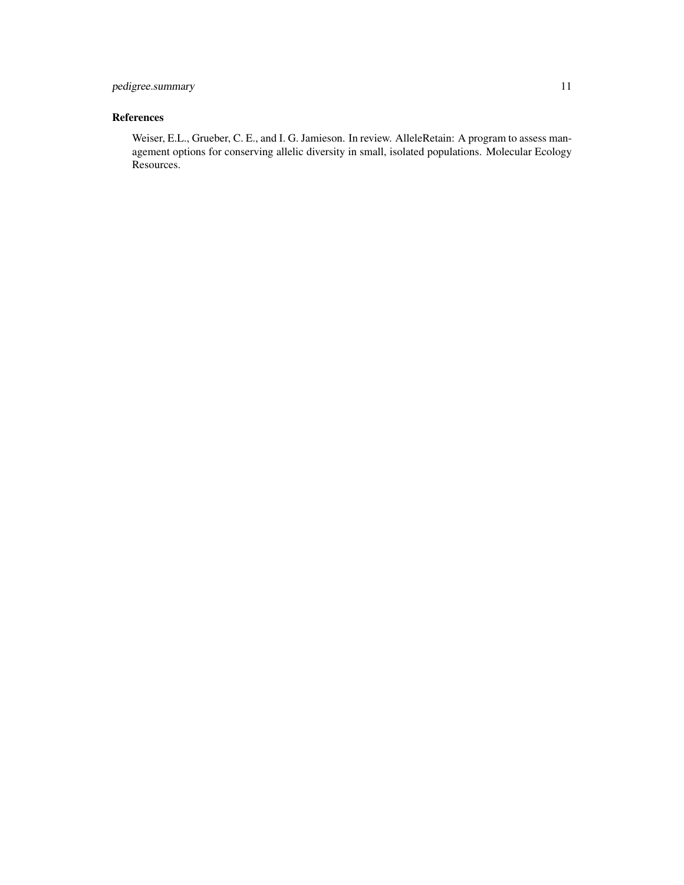## References

Weiser, E.L., Grueber, C. E., and I. G. Jamieson. In review. AlleleRetain: A program to assess management options for conserving allelic diversity in small, isolated populations. Molecular Ecology Resources.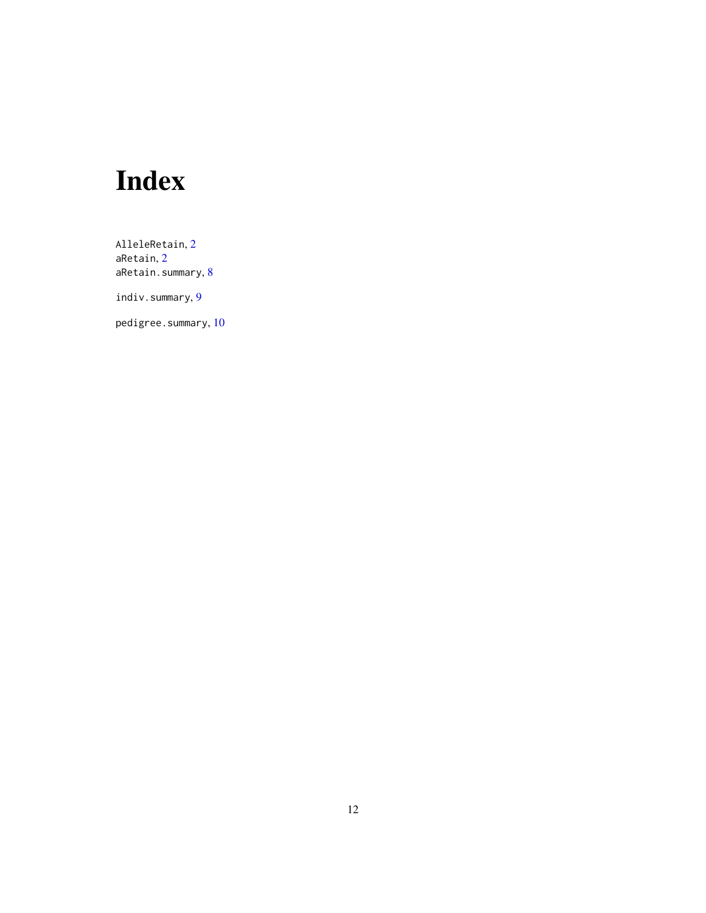# Index

AlleleRetain, 2
aRetain, 2
aRetain.summary, 8

indiv.summary, 9

pedigree.summary, 10